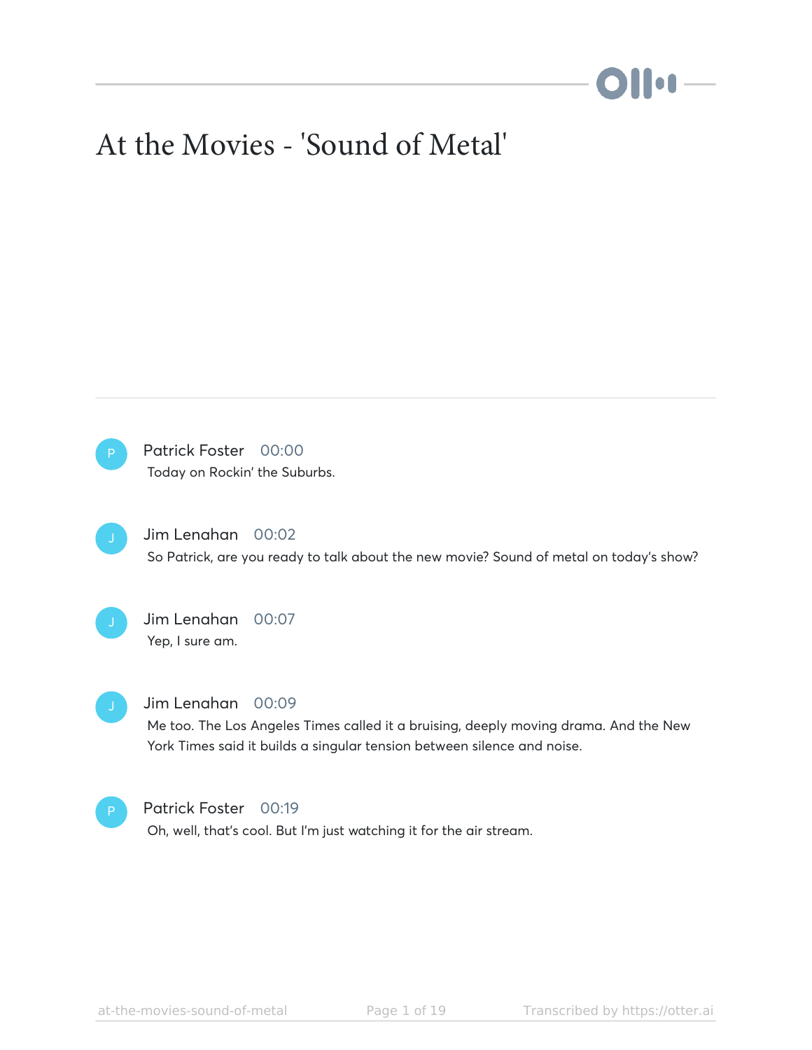# At the Movies - 'Sound of Metal'

**Patrick Foster** 00:00
Today on Rockin' the Suburbs.

**Jim Lenahan** 00:02
So Patrick, are you ready to talk about the new movie? Sound of metal on today's show?

**Jim Lenahan** 00:07
Yep, I sure am.

**Jim Lenahan** 00:09
Me too. The Los Angeles Times called it a bruising, deeply moving drama. And the New York Times said it builds a singular tension between silence and noise.

**Patrick Foster** 00:19
Oh, well, that's cool. But I'm just watching it for the air stream.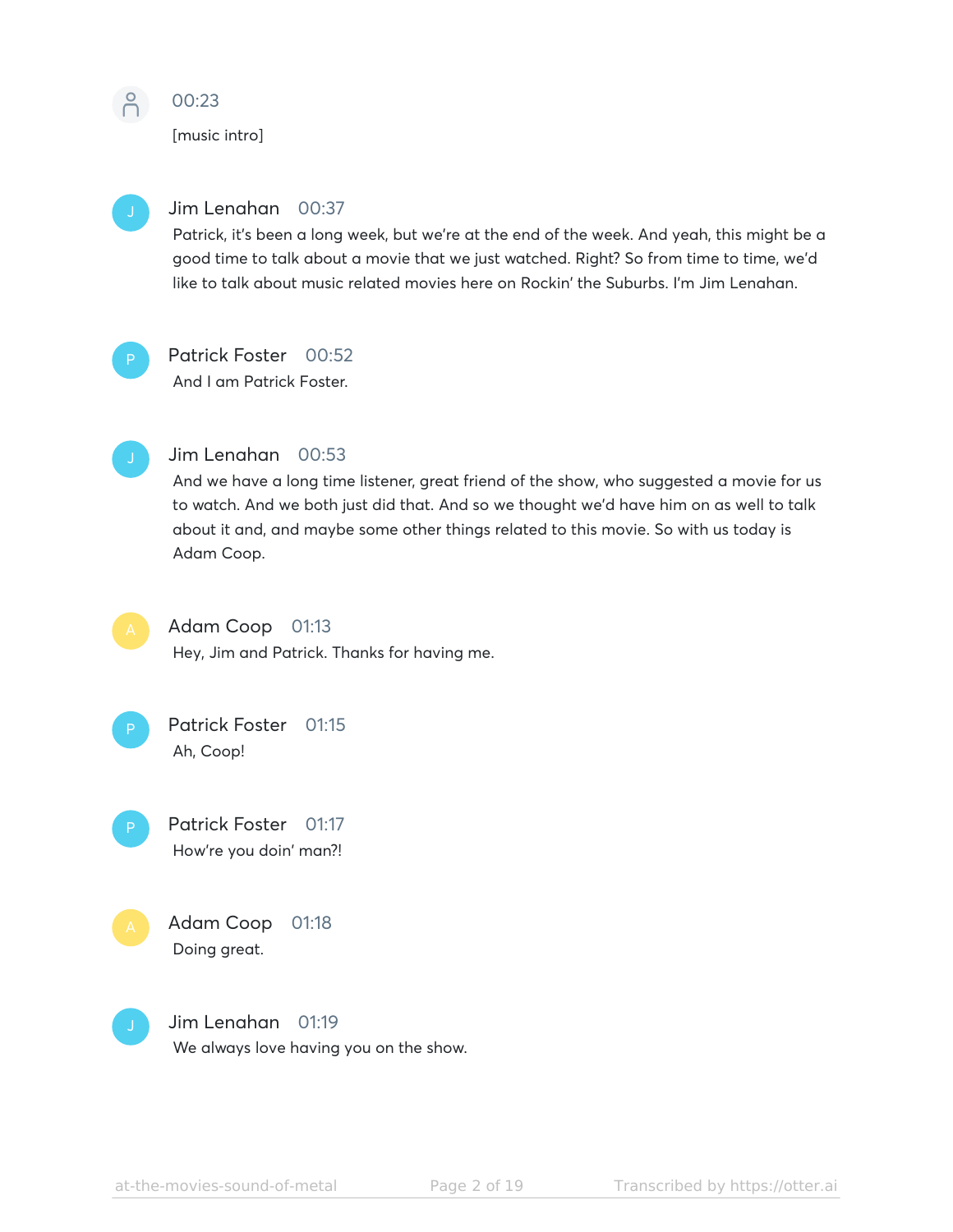00:23

[music intro]

**Jim Lenahan** 00:37

Patrick, it's been a long week, but we're at the end of the week. And yeah, this might be a good time to talk about a movie that we just watched. Right? So from time to time, we'd like to talk about music related movies here on Rockin' the Suburbs. I'm Jim Lenahan.

**Patrick Foster** 00:52

And I am Patrick Foster.

**Jim Lenahan** 00:53

And we have a long time listener, great friend of the show, who suggested a movie for us to watch. And we both just did that. And so we thought we'd have him on as well to talk about it and, and maybe some other things related to this movie. So with us today is Adam Coop.

**Adam Coop** 01:13

Hey, Jim and Patrick. Thanks for having me.

**Patrick Foster** 01:15

Ah, Coop!

**Patrick Foster** 01:17

How're you doin' man?!

**Adam Coop** 01:18

Doing great.

**Jim Lenahan** 01:19

We always love having you on the show.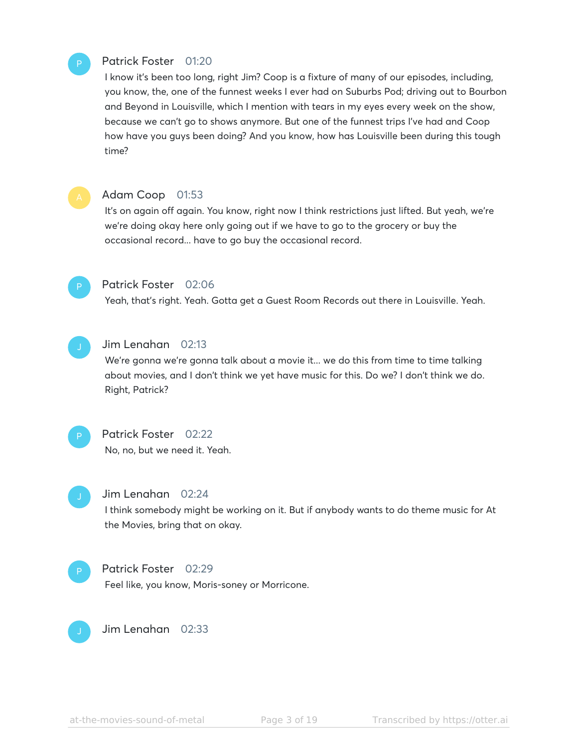**Patrick Foster** 01:20
I know it's been too long, right Jim? Coop is a fixture of many of our episodes, including, you know, the, one of the funnest weeks I ever had on Suburbs Pod; driving out to Bourbon and Beyond in Louisville, which I mention with tears in my eyes every week on the show, because we can't go to shows anymore. But one of the funnest trips I've had and Coop how have you guys been doing? And you know, how has Louisville been during this tough time?

**Adam Coop** 01:53
It's on again off again. You know, right now I think restrictions just lifted. But yeah, we're we're doing okay here only going out if we have to go to the grocery or buy the occasional record... have to go buy the occasional record.

**Patrick Foster** 02:06
Yeah, that's right. Yeah. Gotta get a Guest Room Records out there in Louisville. Yeah.

**Jim Lenahan** 02:13
We're gonna we're gonna talk about a movie it... we do this from time to time talking about movies, and I don't think we yet have music for this. Do we? I don't think we do. Right, Patrick?

**Patrick Foster** 02:22
No, no, but we need it. Yeah.

**Jim Lenahan** 02:24
I think somebody might be working on it. But if anybody wants to do theme music for At the Movies, bring that on okay.

**Patrick Foster** 02:29
Feel like, you know, Moris-soney or Morricone.

**Jim Lenahan** 02:33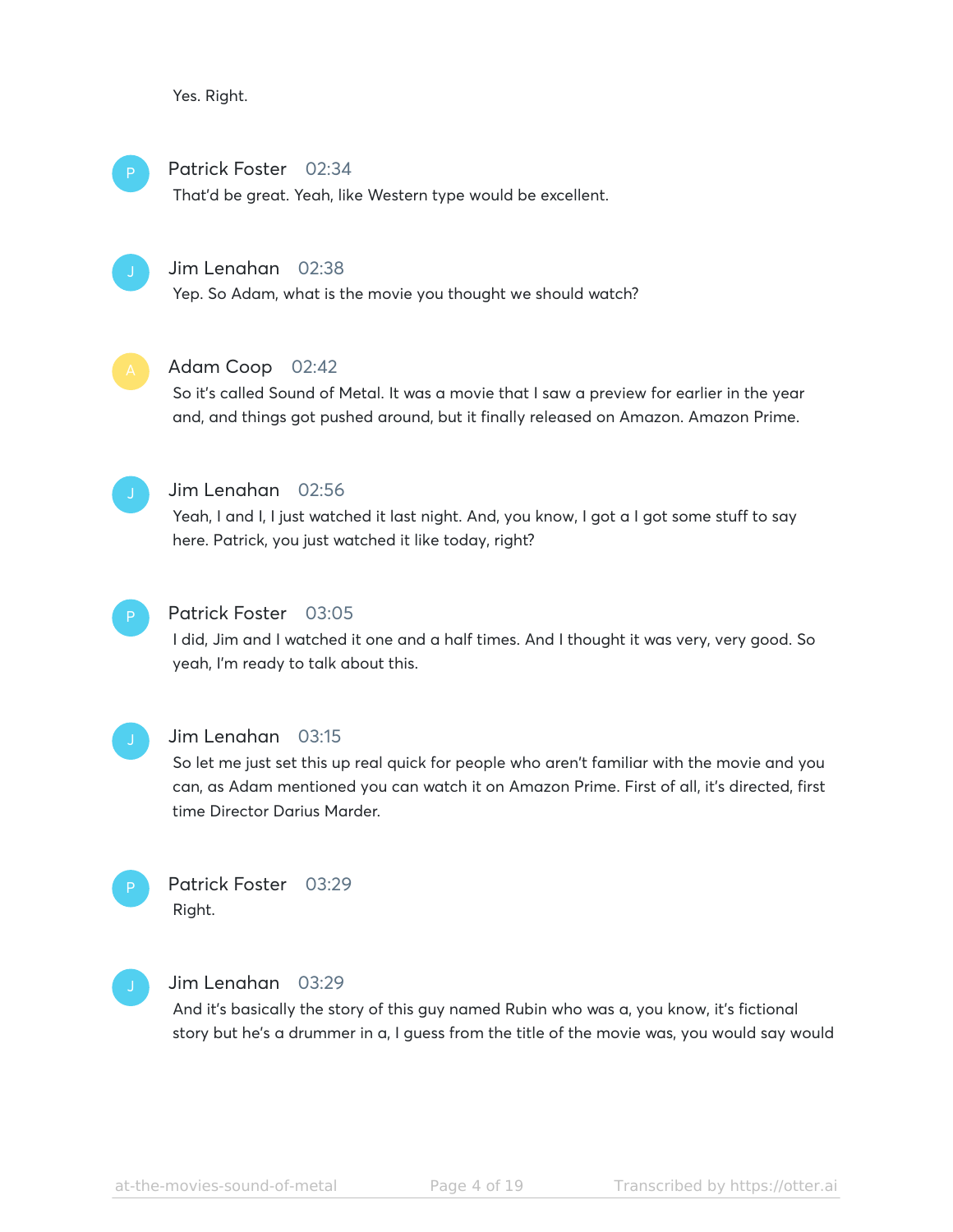Yes. Right.

**Patrick Foster** 02:34
That'd be great. Yeah, like Western type would be excellent.

**Jim Lenahan** 02:38
Yep. So Adam, what is the movie you thought we should watch?

**Adam Coop** 02:42
So it's called Sound of Metal. It was a movie that I saw a preview for earlier in the year and, and things got pushed around, but it finally released on Amazon. Amazon Prime.

**Jim Lenahan** 02:56
Yeah, I and I, I just watched it last night. And, you know, I got a I got some stuff to say here. Patrick, you just watched it like today, right?

**Patrick Foster** 03:05
I did, Jim and I watched it one and a half times. And I thought it was very, very good. So yeah, I'm ready to talk about this.

**Jim Lenahan** 03:15
So let me just set this up real quick for people who aren't familiar with the movie and you can, as Adam mentioned you can watch it on Amazon Prime. First of all, it's directed, first time Director Darius Marder.

**Patrick Foster** 03:29
Right.

**Jim Lenahan** 03:29
And it's basically the story of this guy named Rubin who was a, you know, it's fictional story but he's a drummer in a, I guess from the title of the movie was, you would say would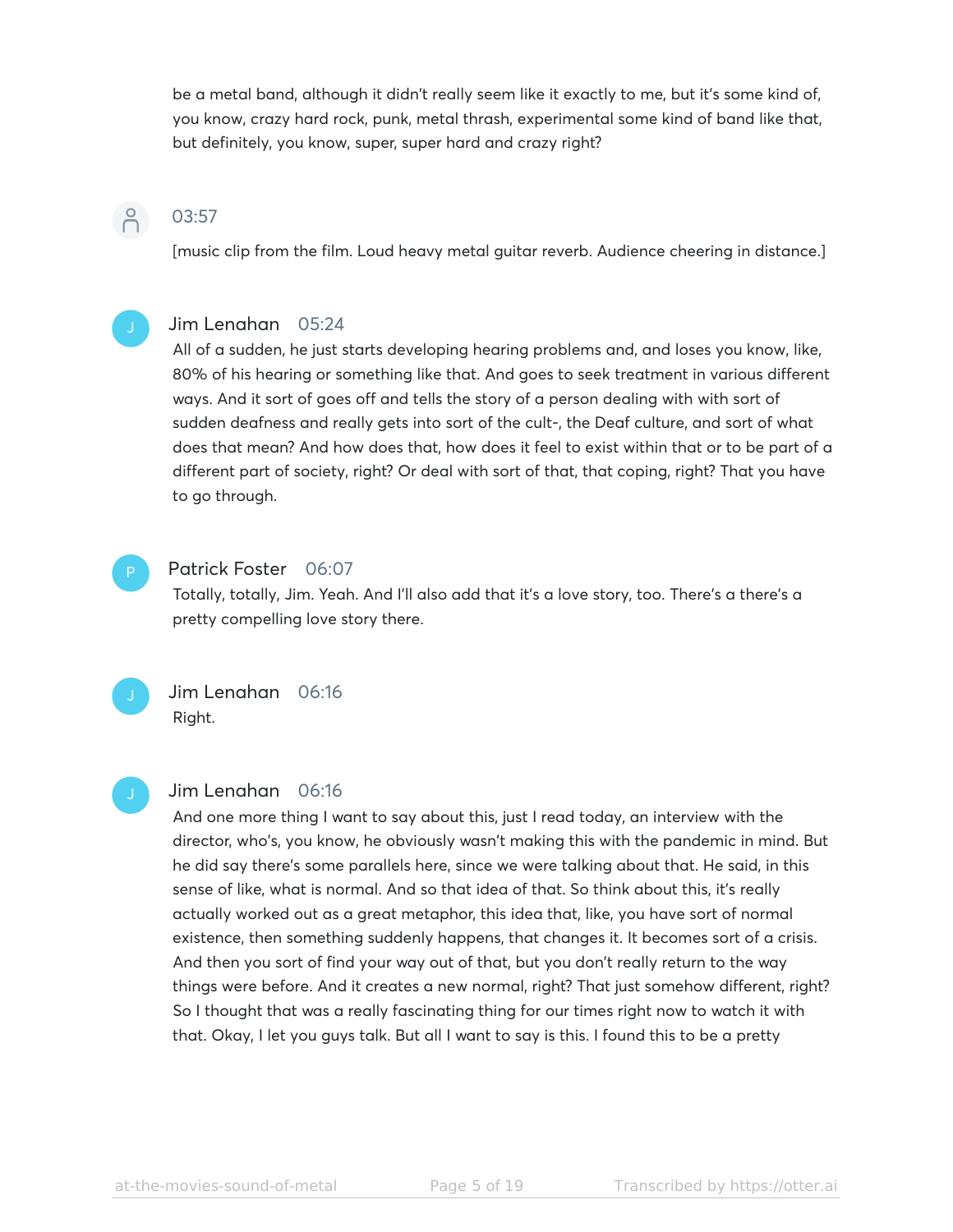be a metal band, although it didn't really seem like it exactly to me, but it's some kind of, you know, crazy hard rock, punk, metal thrash, experimental some kind of band like that, but definitely, you know, super, super hard and crazy right?

03:57

[music clip from the film. Loud heavy metal guitar reverb. Audience cheering in distance.]

**Jim Lenahan** 05:24

All of a sudden, he just starts developing hearing problems and, and loses you know, like, 80% of his hearing or something like that. And goes to seek treatment in various different ways. And it sort of goes off and tells the story of a person dealing with with sort of sudden deafness and really gets into sort of the cult-, the Deaf culture, and sort of what does that mean? And how does that, how does it feel to exist within that or to be part of a different part of society, right? Or deal with sort of that, that coping, right? That you have to go through.

**Patrick Foster** 06:07

Totally, totally, Jim. Yeah. And I'll also add that it's a love story, too. There's a there's a pretty compelling love story there.

**Jim Lenahan** 06:16

Right.

**Jim Lenahan** 06:16

And one more thing I want to say about this, just I read today, an interview with the director, who's, you know, he obviously wasn't making this with the pandemic in mind. But he did say there's some parallels here, since we were talking about that. He said, in this sense of like, what is normal. And so that idea of that. So think about this, it's really actually worked out as a great metaphor, this idea that, like, you have sort of normal existence, then something suddenly happens, that changes it. It becomes sort of a crisis. And then you sort of find your way out of that, but you don't really return to the way things were before. And it creates a new normal, right? That just somehow different, right? So I thought that was a really fascinating thing for our times right now to watch it with that. Okay, I let you guys talk. But all I want to say is this. I found this to be a pretty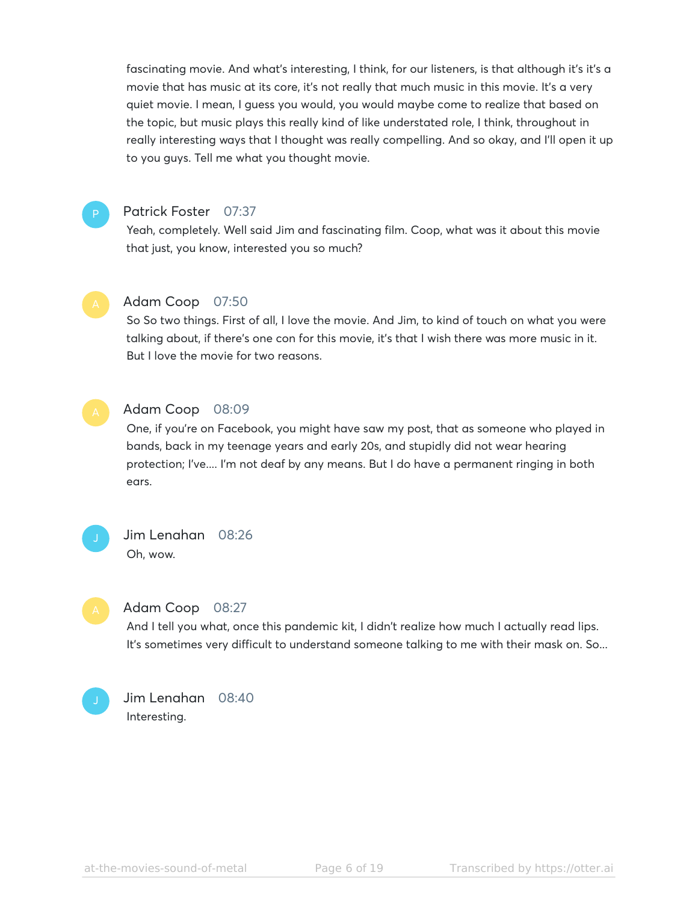fascinating movie. And what's interesting, I think, for our listeners, is that although it's it's a movie that has music at its core, it's not really that much music in this movie. It's a very quiet movie. I mean, I guess you would, you would maybe come to realize that based on the topic, but music plays this really kind of like understated role, I think, throughout in really interesting ways that I thought was really compelling. And so okay, and I'll open it up to you guys. Tell me what you thought movie.

**Patrick Foster** 07:37
Yeah, completely. Well said Jim and fascinating film. Coop, what was it about this movie that just, you know, interested you so much?

**Adam Coop** 07:50
So So two things. First of all, I love the movie. And Jim, to kind of touch on what you were talking about, if there's one con for this movie, it's that I wish there was more music in it. But I love the movie for two reasons.

**Adam Coop** 08:09
One, if you're on Facebook, you might have saw my post, that as someone who played in bands, back in my teenage years and early 20s, and stupidly did not wear hearing protection; I've.... I'm not deaf by any means. But I do have a permanent ringing in both ears.

**Jim Lenahan** 08:26
Oh, wow.

**Adam Coop** 08:27
And I tell you what, once this pandemic kit, I didn't realize how much I actually read lips. It's sometimes very difficult to understand someone talking to me with their mask on. So...

**Jim Lenahan** 08:40
Interesting.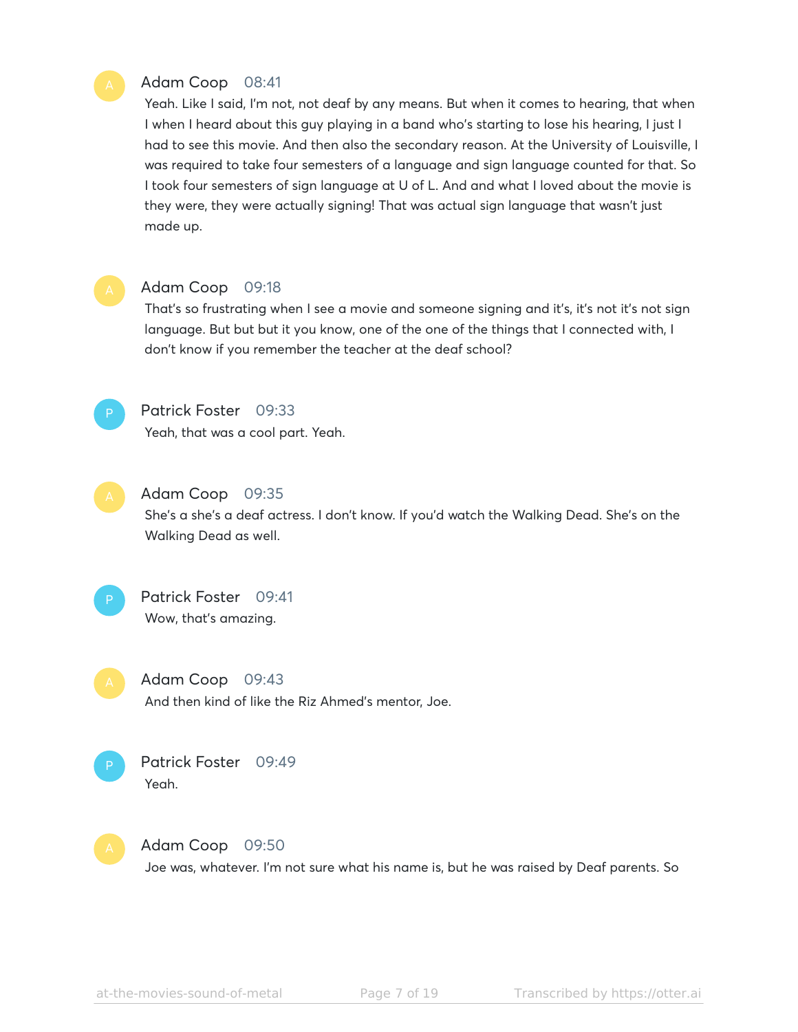Adam Coop 08:41

Yeah. Like I said, I'm not, not deaf by any means. But when it comes to hearing, that when I when I heard about this guy playing in a band who's starting to lose his hearing, I just I had to see this movie. And then also the secondary reason. At the University of Louisville, I was required to take four semesters of a language and sign language counted for that. So I took four semesters of sign language at U of L. And and what I loved about the movie is they were, they were actually signing! That was actual sign language that wasn't just made up.

Adam Coop 09:18

That's so frustrating when I see a movie and someone signing and it's, it's not it's not sign language. But but but it you know, one of the one of the things that I connected with, I don't know if you remember the teacher at the deaf school?

Patrick Foster 09:33

Yeah, that was a cool part. Yeah.

Adam Coop 09:35

She's a she's a deaf actress. I don't know. If you'd watch the Walking Dead. She's on the Walking Dead as well.

Patrick Foster 09:41

Wow, that's amazing.

Adam Coop 09:43

And then kind of like the Riz Ahmed's mentor, Joe.

Patrick Foster 09:49

Yeah.

Adam Coop 09:50

Joe was, whatever. I'm not sure what his name is, but he was raised by Deaf parents. So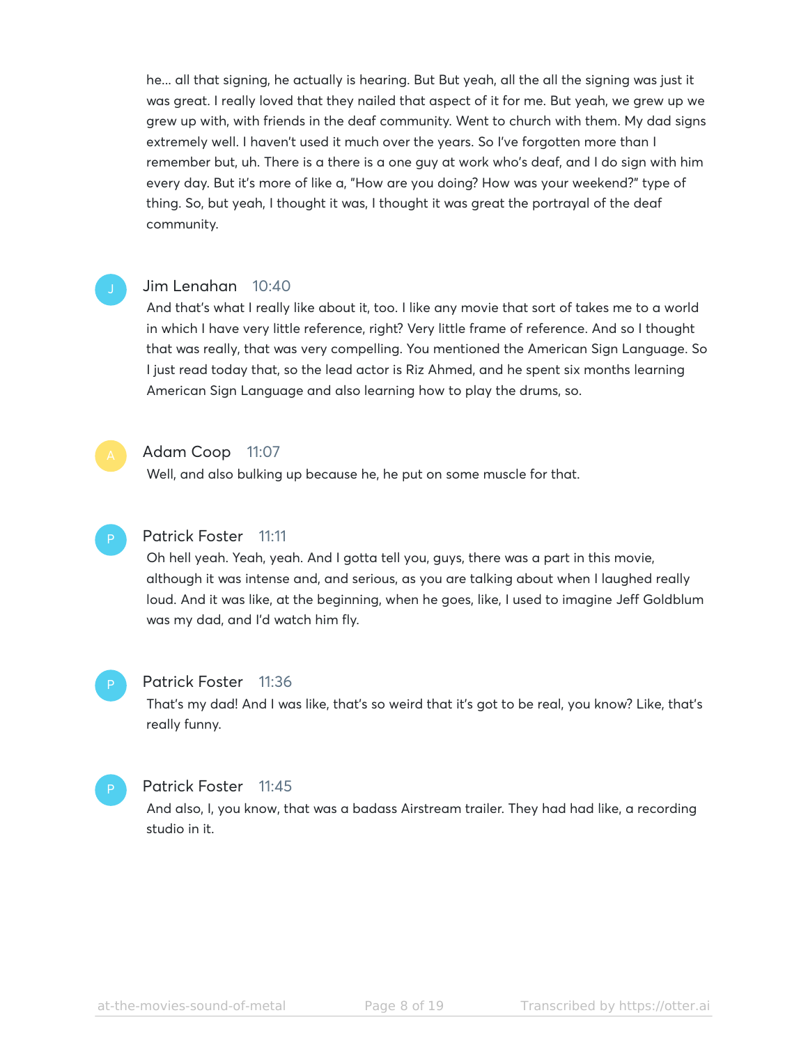he... all that signing, he actually is hearing. But But yeah, all the all the signing was just it was great. I really loved that they nailed that aspect of it for me. But yeah, we grew up we grew up with, with friends in the deaf community. Went to church with them. My dad signs extremely well. I haven't used it much over the years. So I've forgotten more than I remember but, uh. There is a there is a one guy at work who's deaf, and I do sign with him every day. But it's more of like a, "How are you doing? How was your weekend?" type of thing. So, but yeah, I thought it was, I thought it was great the portrayal of the deaf community.

**Jim Lenahan** 10:40

And that's what I really like about it, too. I like any movie that sort of takes me to a world in which I have very little reference, right? Very little frame of reference. And so I thought that was really, that was very compelling. You mentioned the American Sign Language. So I just read today that, so the lead actor is Riz Ahmed, and he spent six months learning American Sign Language and also learning how to play the drums, so.

**Adam Coop** 11:07

Well, and also bulking up because he, he put on some muscle for that.

**Patrick Foster** 11:11

Oh hell yeah. Yeah, yeah. And I gotta tell you, guys, there was a part in this movie, although it was intense and, and serious, as you are talking about when I laughed really loud. And it was like, at the beginning, when he goes, like, I used to imagine Jeff Goldblum was my dad, and I'd watch him fly.

**Patrick Foster** 11:36

That's my dad! And I was like, that's so weird that it's got to be real, you know? Like, that's really funny.

**Patrick Foster** 11:45

And also, I, you know, that was a badass Airstream trailer. They had had like, a recording studio in it.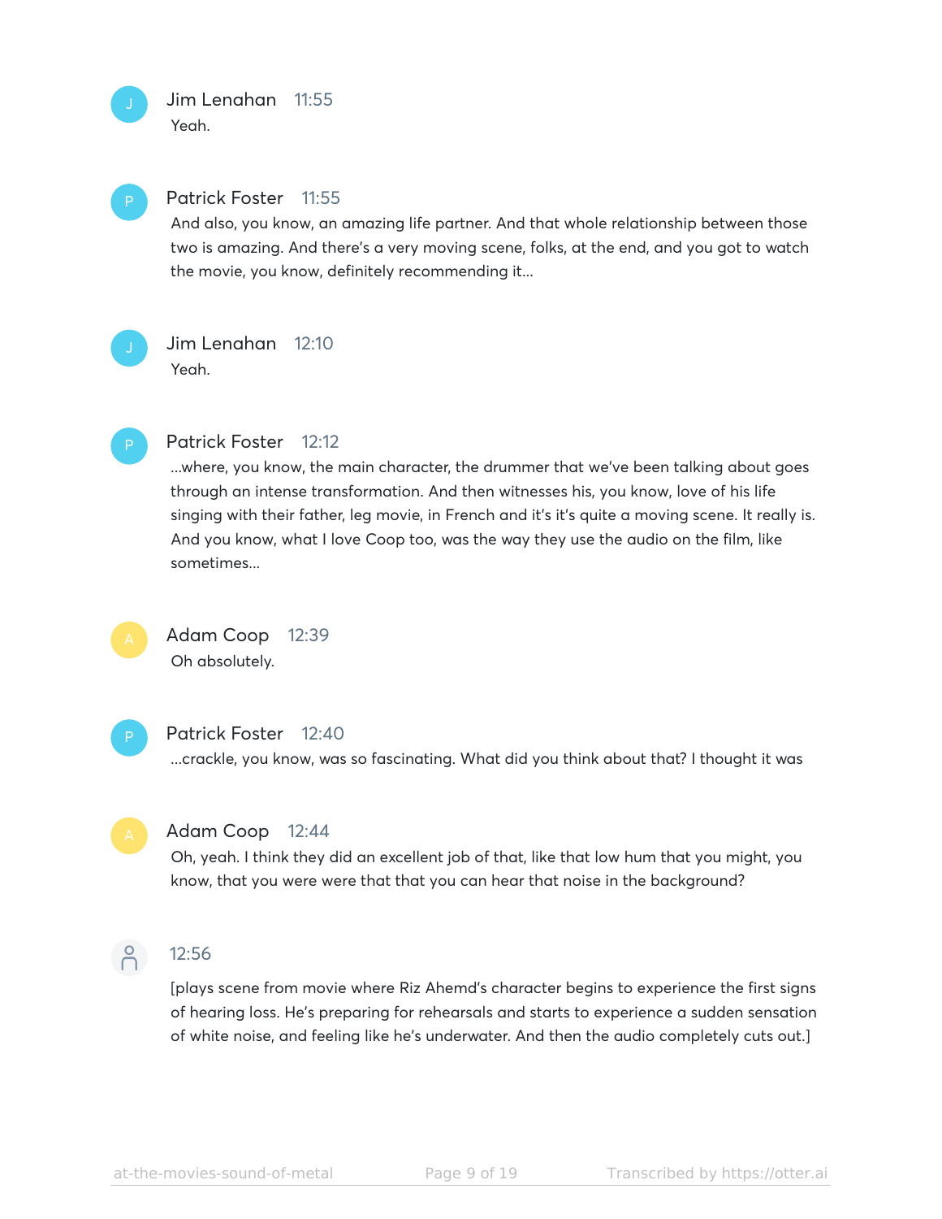**Jim Lenahan** 11:55
Yeah.

**Patrick Foster** 11:55
And also, you know, an amazing life partner. And that whole relationship between those two is amazing. And there's a very moving scene, folks, at the end, and you got to watch the movie, you know, definitely recommending it...

**Jim Lenahan** 12:10
Yeah.

**Patrick Foster** 12:12
...where, you know, the main character, the drummer that we've been talking about goes through an intense transformation. And then witnesses his, you know, love of his life singing with their father, leg movie, in French and it's it's quite a moving scene. It really is. And you know, what I love Coop too, was the way they use the audio on the film, like sometimes...

**Adam Coop** 12:39
Oh absolutely.

**Patrick Foster** 12:40
...crackle, you know, was so fascinating. What did you think about that? I thought it was

**Adam Coop** 12:44
Oh, yeah. I think they did an excellent job of that, like that low hum that you might, you know, that you were were that that you can hear that noise in the background?

12:56

[plays scene from movie where Riz Ahemd's character begins to experience the first signs of hearing loss. He's preparing for rehearsals and starts to experience a sudden sensation of white noise, and feeling like he's underwater. And then the audio completely cuts out.]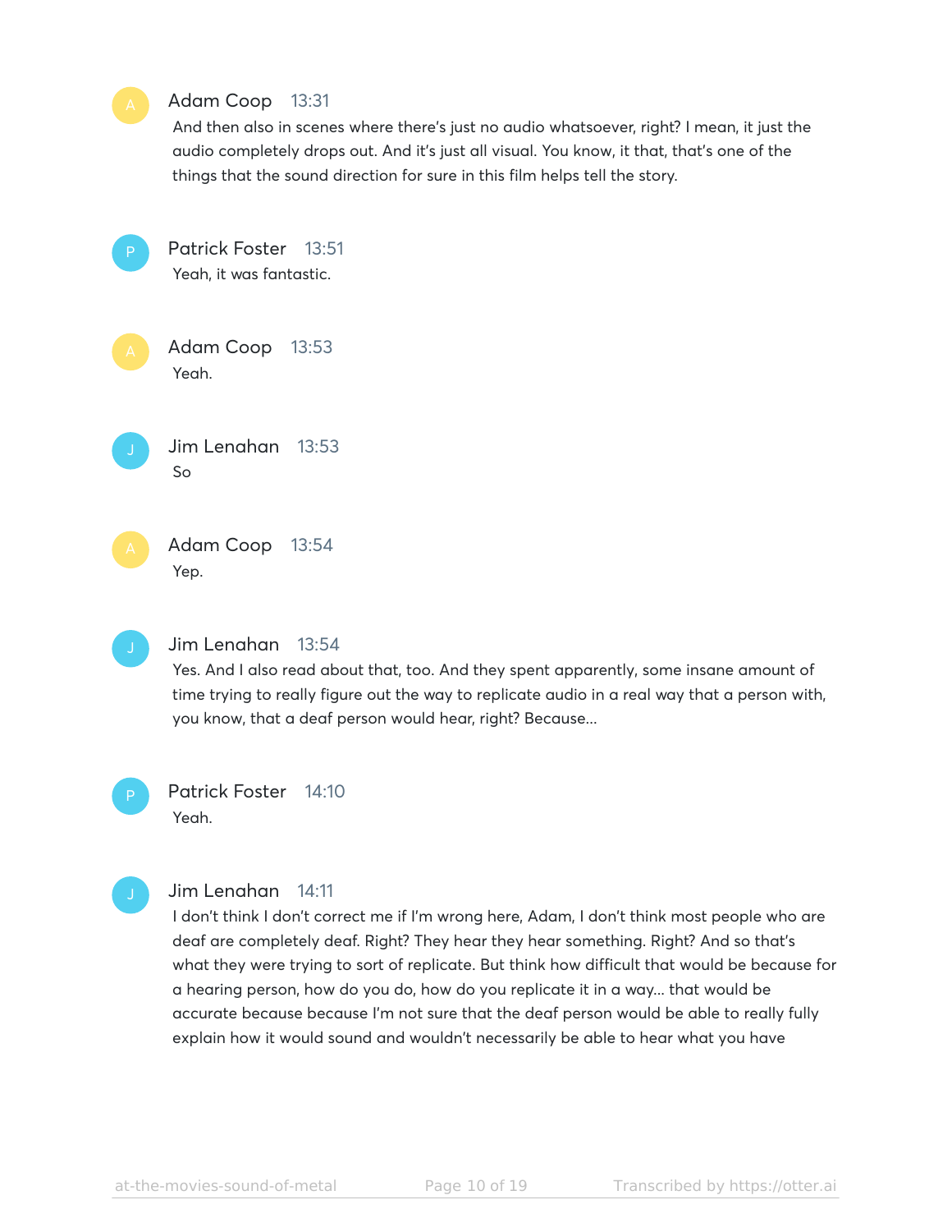**Adam Coop** 13:31
And then also in scenes where there's just no audio whatsoever, right? I mean, it just the audio completely drops out. And it's just all visual. You know, it that, that's one of the things that the sound direction for sure in this film helps tell the story.

**Patrick Foster** 13:51
Yeah, it was fantastic.

**Adam Coop** 13:53
Yeah.

**Jim Lenahan** 13:53
So

**Adam Coop** 13:54
Yep.

**Jim Lenahan** 13:54
Yes. And I also read about that, too. And they spent apparently, some insane amount of time trying to really figure out the way to replicate audio in a real way that a person with, you know, that a deaf person would hear, right? Because...

**Patrick Foster** 14:10
Yeah.

**Jim Lenahan** 14:11
I don't think I don't correct me if I'm wrong here, Adam, I don't think most people who are deaf are completely deaf. Right? They hear they hear something. Right? And so that's what they were trying to sort of replicate. But think how difficult that would be because for a hearing person, how do you do, how do you replicate it in a way... that would be accurate because because I'm not sure that the deaf person would be able to really fully explain how it would sound and wouldn't necessarily be able to hear what you have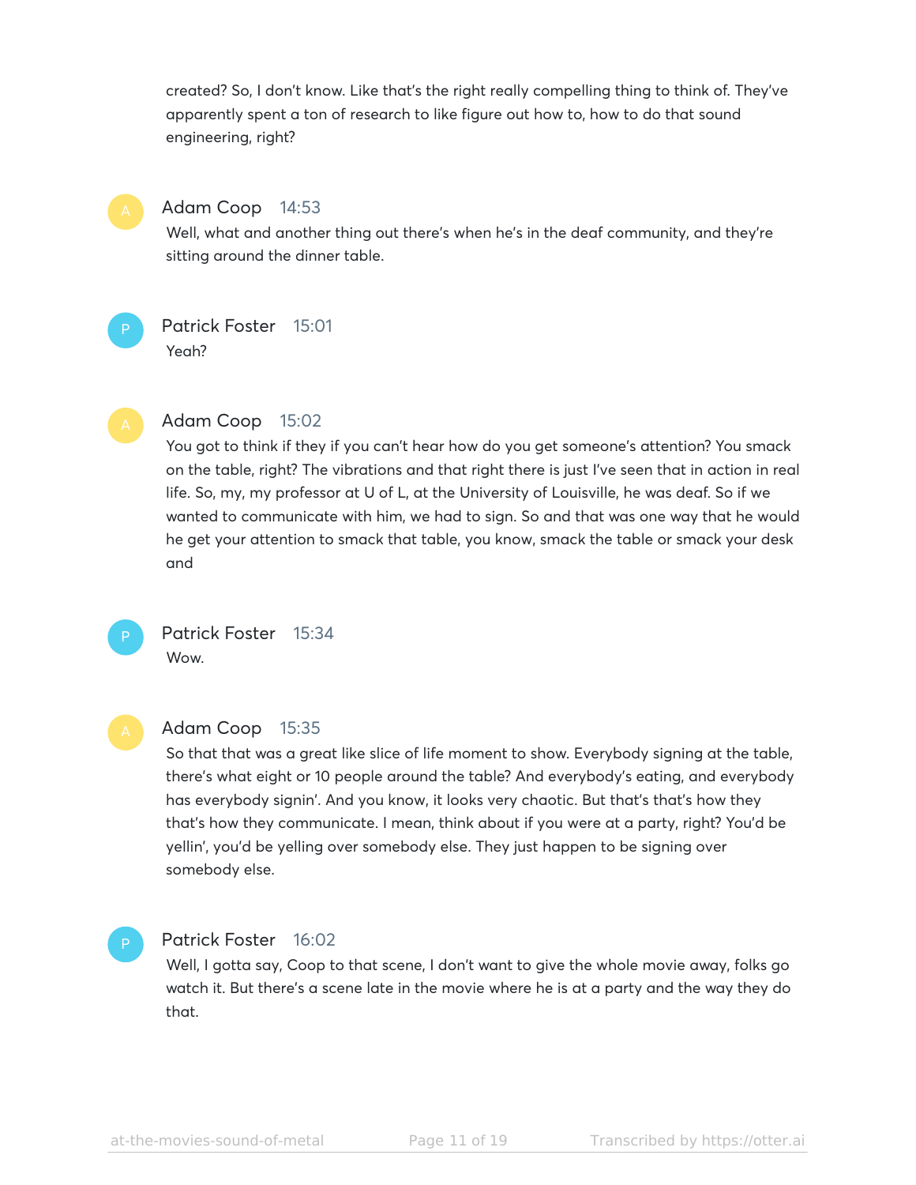created? So, I don't know. Like that's the right really compelling thing to think of. They've apparently spent a ton of research to like figure out how to, how to do that sound engineering, right?

**Adam Coop** 14:53

Well, what and another thing out there's when he's in the deaf community, and they're sitting around the dinner table.

**Patrick Foster** 15:01

Yeah?

**Adam Coop** 15:02

You got to think if they if you can't hear how do you get someone's attention? You smack on the table, right? The vibrations and that right there is just I've seen that in action in real life. So, my, my professor at U of L, at the University of Louisville, he was deaf. So if we wanted to communicate with him, we had to sign. So and that was one way that he would he get your attention to smack that table, you know, smack the table or smack your desk and

**Patrick Foster** 15:34

Wow.

**Adam Coop** 15:35

So that that was a great like slice of life moment to show. Everybody signing at the table, there's what eight or 10 people around the table? And everybody's eating, and everybody has everybody signin'. And you know, it looks very chaotic. But that's that's how they that's how they communicate. I mean, think about if you were at a party, right? You'd be yellin', you'd be yelling over somebody else. They just happen to be signing over somebody else.

**Patrick Foster** 16:02

Well, I gotta say, Coop to that scene, I don't want to give the whole movie away, folks go watch it. But there's a scene late in the movie where he is at a party and the way they do that.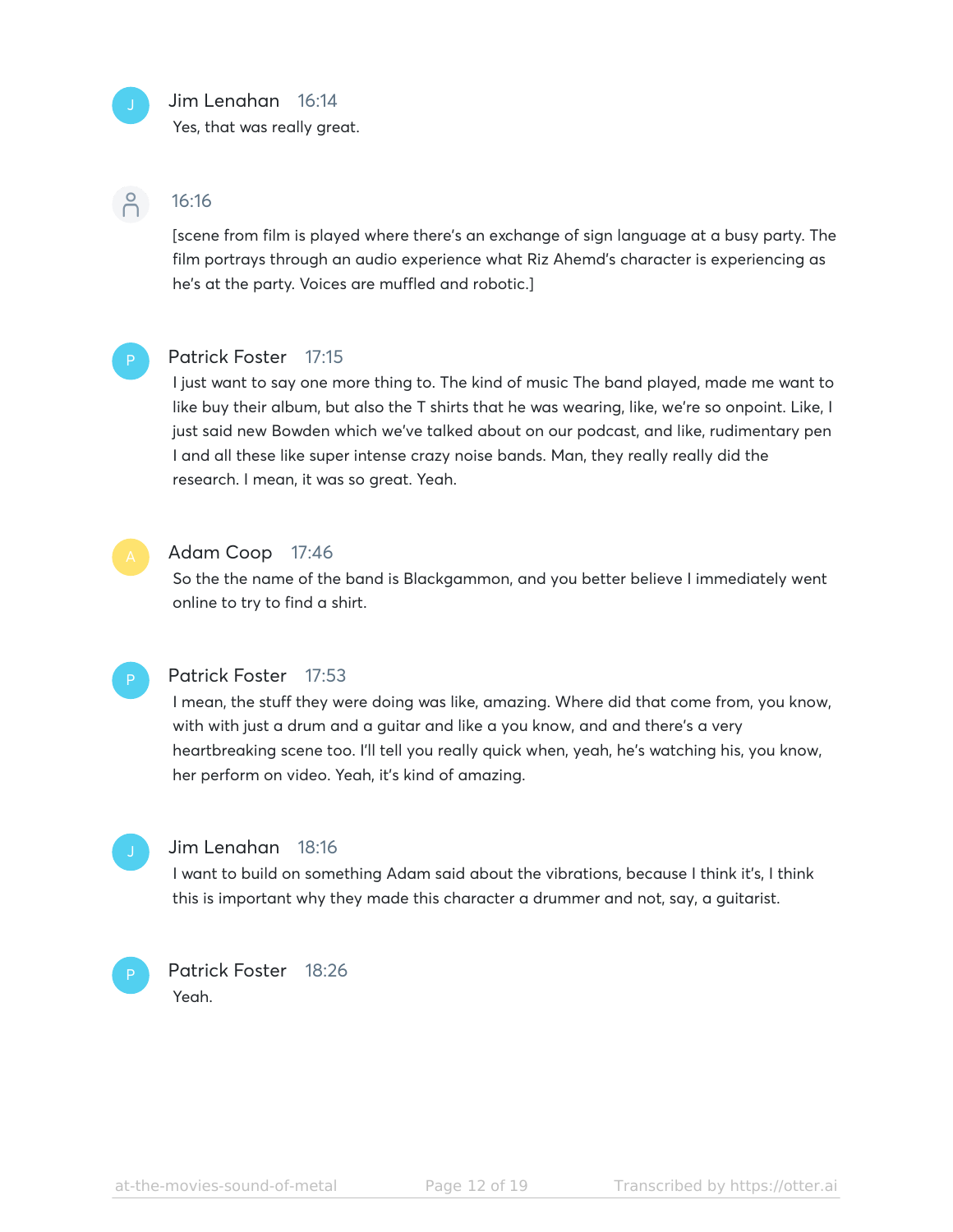**Jim Lenahan** 16:14
Yes, that was really great.

16:16
[scene from film is played where there's an exchange of sign language at a busy party. The film portrays through an audio experience what Riz Ahemd's character is experiencing as he's at the party. Voices are muffled and robotic.]

**Patrick Foster** 17:15
I just want to say one more thing to. The kind of music The band played, made me want to like buy their album, but also the T shirts that he was wearing, like, we're so onpoint. Like, I just said new Bowden which we've talked about on our podcast, and like, rudimentary pen I and all these like super intense crazy noise bands. Man, they really really did the research. I mean, it was so great. Yeah.

**Adam Coop** 17:46
So the the name of the band is Blackgammon, and you better believe I immediately went online to try to find a shirt.

**Patrick Foster** 17:53
I mean, the stuff they were doing was like, amazing. Where did that come from, you know, with with just a drum and a guitar and like a you know, and and there's a very heartbreaking scene too. I'll tell you really quick when, yeah, he's watching his, you know, her perform on video. Yeah, it's kind of amazing.

**Jim Lenahan** 18:16
I want to build on something Adam said about the vibrations, because I think it's, I think this is important why they made this character a drummer and not, say, a guitarist.

**Patrick Foster** 18:26
Yeah.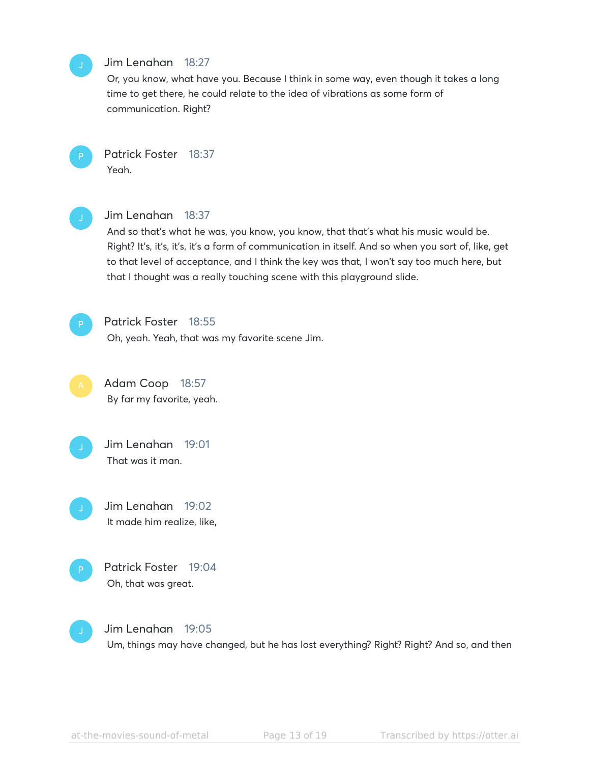**Jim Lenahan** 18:27
Or, you know, what have you. Because I think in some way, even though it takes a long time to get there, he could relate to the idea of vibrations as some form of communication. Right?

**Patrick Foster** 18:37
Yeah.

**Jim Lenahan** 18:37
And so that's what he was, you know, you know, that that's what his music would be. Right? It's, it's, it's, it's a form of communication in itself. And so when you sort of, like, get to that level of acceptance, and I think the key was that, I won't say too much here, but that I thought was a really touching scene with this playground slide.

**Patrick Foster** 18:55
Oh, yeah. Yeah, that was my favorite scene Jim.

**Adam Coop** 18:57
By far my favorite, yeah.

**Jim Lenahan** 19:01
That was it man.

**Jim Lenahan** 19:02
It made him realize, like,

**Patrick Foster** 19:04
Oh, that was great.

**Jim Lenahan** 19:05
Um, things may have changed, but he has lost everything? Right? Right? And so, and then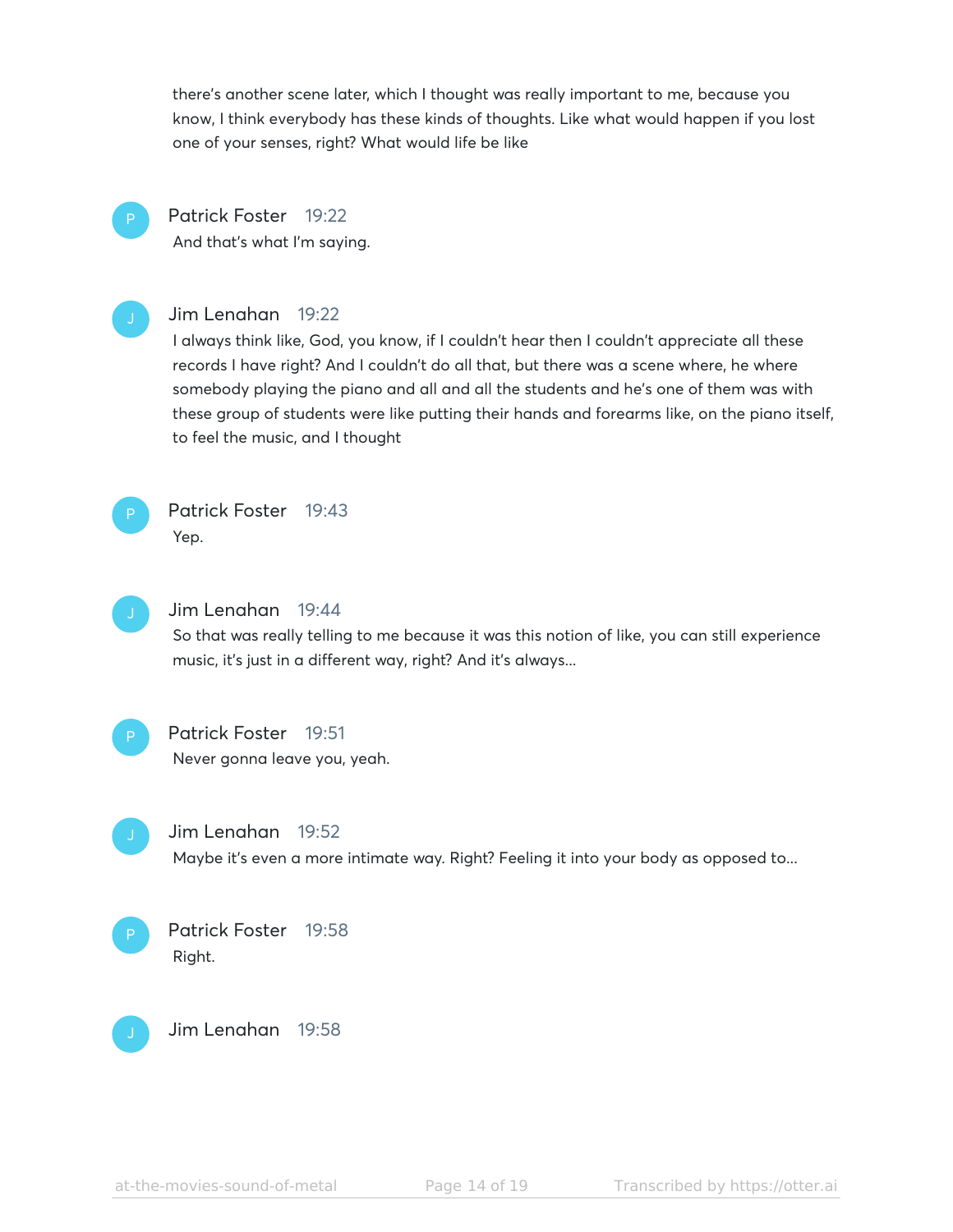there's another scene later, which I thought was really important to me, because you know, I think everybody has these kinds of thoughts. Like what would happen if you lost one of your senses, right? What would life be like

**Patrick Foster** 19:22
And that's what I'm saying.

**Jim Lenahan** 19:22
I always think like, God, you know, if I couldn't hear then I couldn't appreciate all these records I have right? And I couldn't do all that, but there was a scene where, he where somebody playing the piano and all and all the students and he's one of them was with these group of students were like putting their hands and forearms like, on the piano itself, to feel the music, and I thought

**Patrick Foster** 19:43
Yep.

**Jim Lenahan** 19:44
So that was really telling to me because it was this notion of like, you can still experience music, it's just in a different way, right? And it's always...

**Patrick Foster** 19:51
Never gonna leave you, yeah.

**Jim Lenahan** 19:52
Maybe it's even a more intimate way. Right? Feeling it into your body as opposed to...

**Patrick Foster** 19:58
Right.

**Jim Lenahan** 19:58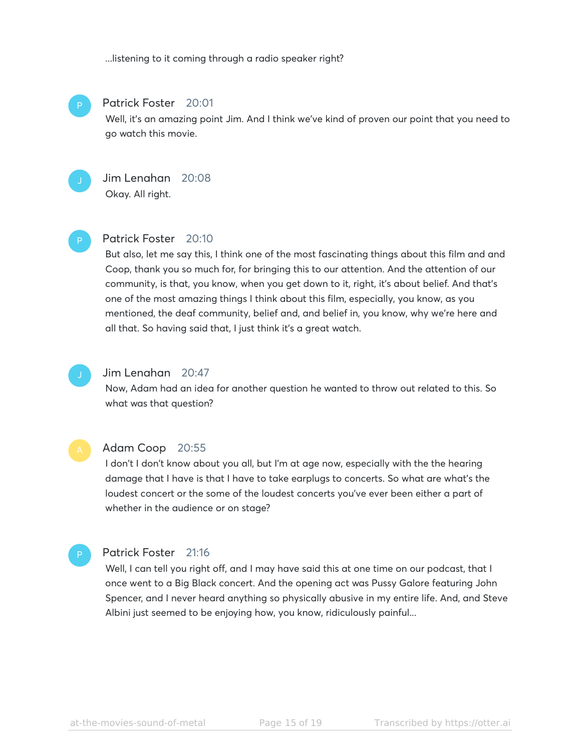...listening to it coming through a radio speaker right?

**Patrick Foster** 20:01
Well, it's an amazing point Jim. And I think we've kind of proven our point that you need to go watch this movie.

**Jim Lenahan** 20:08
Okay. All right.

**Patrick Foster** 20:10
But also, let me say this, I think one of the most fascinating things about this film and and Coop, thank you so much for, for bringing this to our attention. And the attention of our community, is that, you know, when you get down to it, right, it's about belief. And that's one of the most amazing things I think about this film, especially, you know, as you mentioned, the deaf community, belief and, and belief in, you know, why we're here and all that. So having said that, I just think it's a great watch.

**Jim Lenahan** 20:47
Now, Adam had an idea for another question he wanted to throw out related to this. So what was that question?

**Adam Coop** 20:55
I don't I don't know about you all, but I'm at age now, especially with the the hearing damage that I have is that I have to take earplugs to concerts. So what are what's the loudest concert or the some of the loudest concerts you've ever been either a part of whether in the audience or on stage?

**Patrick Foster** 21:16
Well, I can tell you right off, and I may have said this at one time on our podcast, that I once went to a Big Black concert. And the opening act was Pussy Galore featuring John Spencer, and I never heard anything so physically abusive in my entire life. And, and Steve Albini just seemed to be enjoying how, you know, ridiculously painful...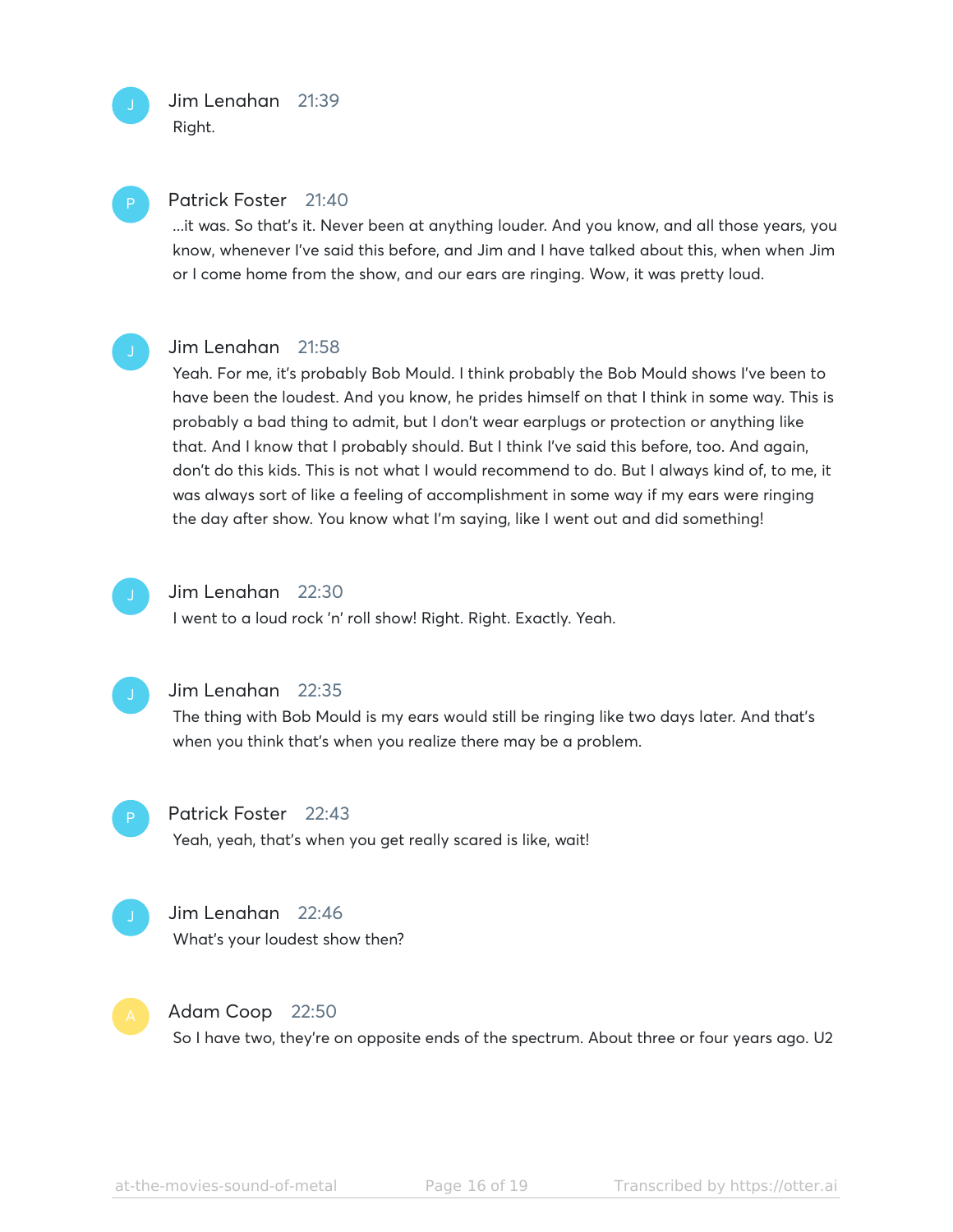Jim Lenahan 21:39
Right.

Patrick Foster 21:40
...it was. So that's it. Never been at anything louder. And you know, and all those years, you know, whenever I've said this before, and Jim and I have talked about this, when when Jim or I come home from the show, and our ears are ringing. Wow, it was pretty loud.

Jim Lenahan 21:58
Yeah. For me, it's probably Bob Mould. I think probably the Bob Mould shows I've been to have been the loudest. And you know, he prides himself on that I think in some way. This is probably a bad thing to admit, but I don't wear earplugs or protection or anything like that. And I know that I probably should. But I think I've said this before, too. And again, don't do this kids. This is not what I would recommend to do. But I always kind of, to me, it was always sort of like a feeling of accomplishment in some way if my ears were ringing the day after show. You know what I'm saying, like I went out and did something!

Jim Lenahan 22:30
I went to a loud rock 'n' roll show! Right. Right. Exactly. Yeah.

Jim Lenahan 22:35
The thing with Bob Mould is my ears would still be ringing like two days later. And that's when you think that's when you realize there may be a problem.

Patrick Foster 22:43
Yeah, yeah, that's when you get really scared is like, wait!

Jim Lenahan 22:46
What's your loudest show then?

Adam Coop 22:50
So I have two, they're on opposite ends of the spectrum. About three or four years ago. U2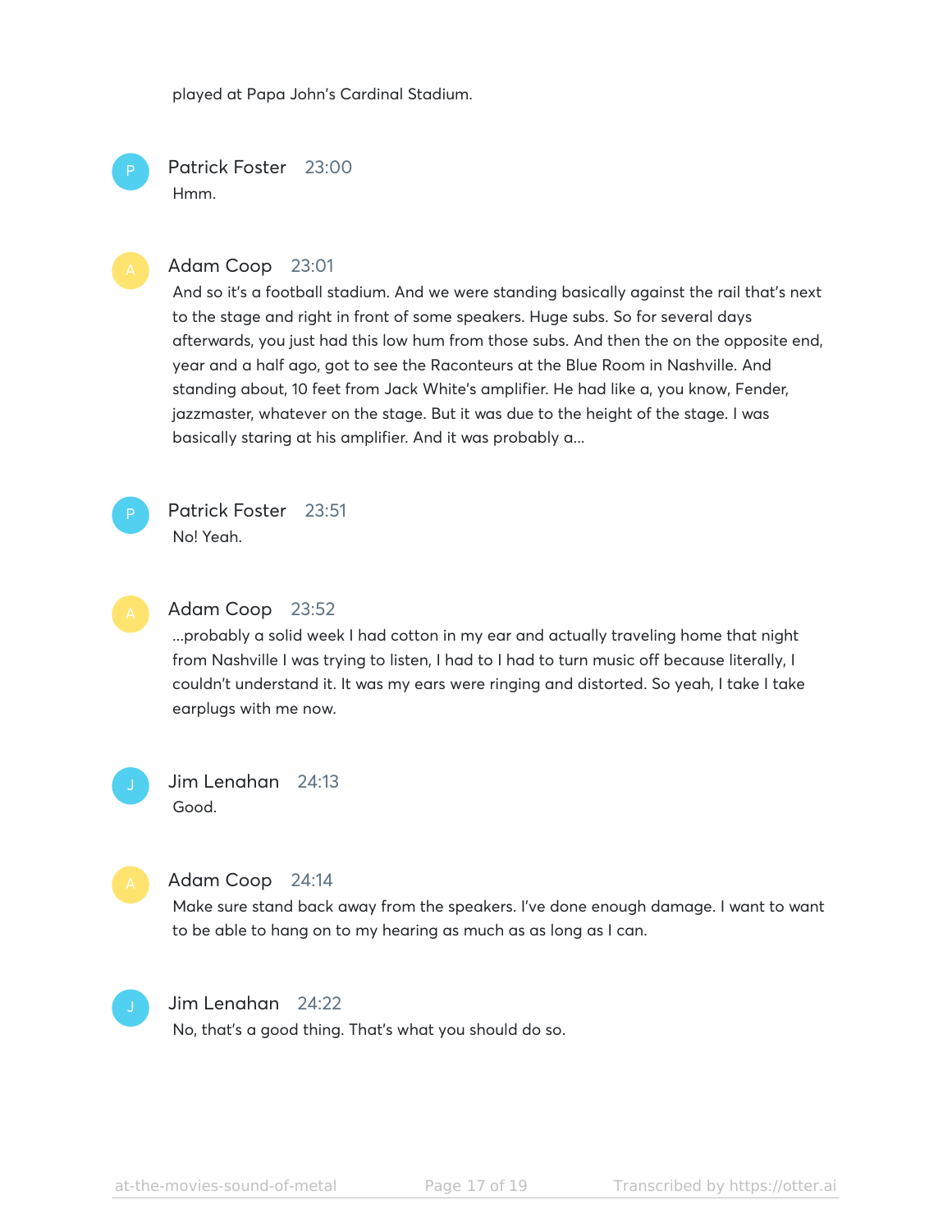played at Papa John's Cardinal Stadium.

**Patrick Foster** 23:00
Hmm.

**Adam Coop** 23:01
And so it's a football stadium. And we were standing basically against the rail that's next to the stage and right in front of some speakers. Huge subs. So for several days afterwards, you just had this low hum from those subs. And then the on the opposite end, year and a half ago, got to see the Raconteurs at the Blue Room in Nashville. And standing about, 10 feet from Jack White's amplifier. He had like a, you know, Fender, jazzmaster, whatever on the stage. But it was due to the height of the stage. I was basically staring at his amplifier. And it was probably a...

**Patrick Foster** 23:51
No! Yeah.

**Adam Coop** 23:52
...probably a solid week I had cotton in my ear and actually traveling home that night from Nashville I was trying to listen, I had to I had to turn music off because literally, I couldn't understand it. It was my ears were ringing and distorted. So yeah, I take I take earplugs with me now.

**Jim Lenahan** 24:13
Good.

**Adam Coop** 24:14
Make sure stand back away from the speakers. I've done enough damage. I want to want to be able to hang on to my hearing as much as as long as I can.

**Jim Lenahan** 24:22
No, that's a good thing. That's what you should do so.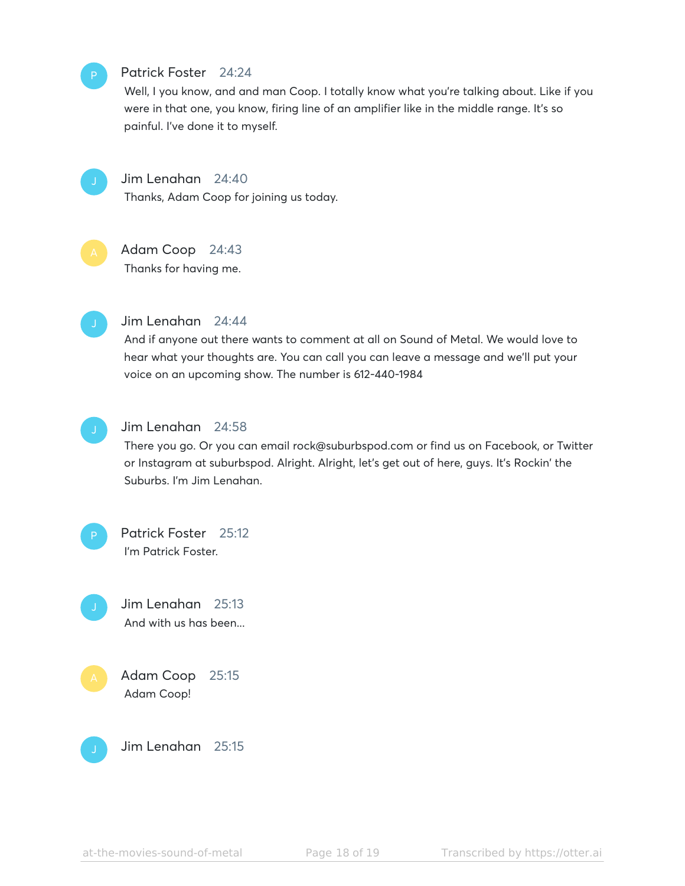**Patrick Foster** 24:24
Well, I you know, and and man Coop. I totally know what you're talking about. Like if you were in that one, you know, firing line of an amplifier like in the middle range. It's so painful. I've done it to myself.

**Jim Lenahan** 24:40
Thanks, Adam Coop for joining us today.

**Adam Coop** 24:43
Thanks for having me.

**Jim Lenahan** 24:44
And if anyone out there wants to comment at all on Sound of Metal. We would love to hear what your thoughts are. You can call you can leave a message and we'll put your voice on an upcoming show. The number is 612-440-1984

**Jim Lenahan** 24:58
There you go. Or you can email rock@suburbspod.com or find us on Facebook, or Twitter or Instagram at suburbspod. Alright. Alright, let's get out of here, guys. It's Rockin' the Suburbs. I'm Jim Lenahan.

**Patrick Foster** 25:12
I'm Patrick Foster.

**Jim Lenahan** 25:13
And with us has been...

**Adam Coop** 25:15
Adam Coop!

**Jim Lenahan** 25:15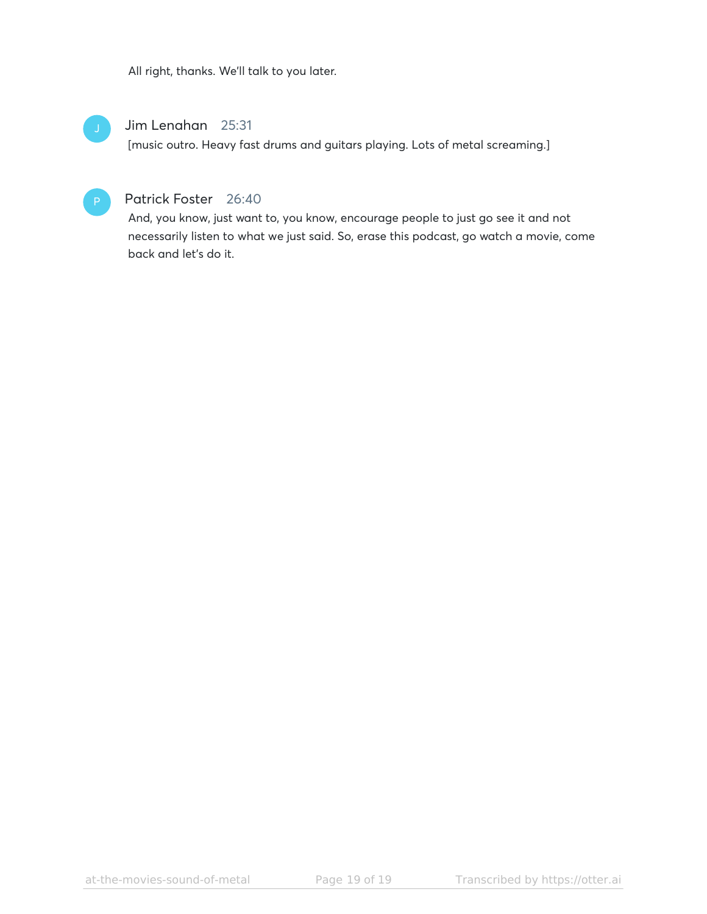All right, thanks. We'll talk to you later.

**Jim Lenahan** 25:31

[music outro. Heavy fast drums and guitars playing. Lots of metal screaming.]

**Patrick Foster** 26:40

And, you know, just want to, you know, encourage people to just go see it and not necessarily listen to what we just said. So, erase this podcast, go watch a movie, come back and let's do it.